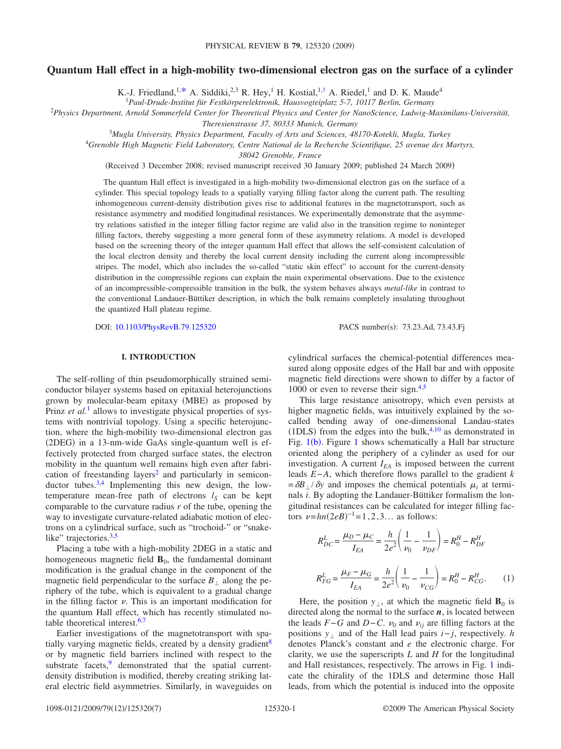# Quantum Hall effect in a high-mobility two-dimensional electron gas on the surface of a cylinder

K.-J. Friedland,[1,*] A. Siddiki,[2,3] R. Hey,[1] H. Kostial,[1,†] A. Riedel,[1] and D. K. Maude[4]

[1]*Paul-Drude-Institut für Festkörperelektronik, Hausvogteiplatz 5-7, 10117 Berlin, Germany*

[2]*Physics Department, Arnold Sommerfeld Center for Theoretical Physics and Center for NanoScience, Ludwig-Maximilians-Universität, Theresienstrasse 37, 80333 Munich, Germany*

[3]*Mugla University, Physics Department, Faculty of Arts and Sciences, 48170-Kotekli, Mugla, Turkey*

[4]*Grenoble High Magnetic Field Laboratory, Centre National de la Recherche Scientifique, 25 avenue des Martyrs, 38042 Grenoble, France*

(Received 3 December 2008; revised manuscript received 30 January 2009; published 24 March 2009)

The quantum Hall effect is investigated in a high-mobility two-dimensional electron gas on the surface of a cylinder. This special topology leads to a spatially varying filling factor along the current path. The resulting inhomogeneous current-density distribution gives rise to additional features in the magnetotransport, such as resistance asymmetry and modified longitudinal resistances. We experimentally demonstrate that the asymmetry relations satisfied in the integer filling factor regime are valid also in the transition regime to noninteger filling factors, thereby suggesting a more general form of these asymmetry relations. A model is developed based on the screening theory of the integer quantum Hall effect that allows the self-consistent calculation of the local electron density and thereby the local current density including the current along incompressible stripes. The model, which also includes the so-called "static skin effect" to account for the current-density distribution in the compressible regions can explain the main experimental observations. Due to the existence of an incompressible-compressible transition in the bulk, the system behaves always *metal-like* in contrast to the conventional Landauer-Büttiker description, in which the bulk remains completely insulating throughout the quantized Hall plateau regime.

DOI: 10.1103/PhysRevB.79.125320 PACS number(s): 73.23.Ad, 73.43.Fj

## I. INTRODUCTION

The self-rolling of thin pseudomorphically strained semiconductor bilayer systems based on epitaxial heterojunctions grown by molecular-beam epitaxy (MBE) as proposed by Prinz *et al.*[1] allows to investigate physical properties of systems with nontrivial topology. Using a specific heterojunction, where the high-mobility two-dimensional electron gas (2DEG) in a 13-nm-wide GaAs single-quantum well is effectively protected from charged surface states, the electron mobility in the quantum well remains high even after fabrication of freestanding layers[2] and particularly in semiconductor tubes.[3,4] Implementing this new design, the low-temperature mean-free path of electrons $l_S$ can be kept comparable to the curvature radius $r$ of the tube, opening the way to investigate curvature-related adiabatic motion of electrons on a cylindrical surface, such as "trochoid-" or "snake-like" trajectories.[3,5]

Placing a tube with a high-mobility 2DEG in a static and homogeneous magnetic field $\mathbf{B}_0$, the fundamental dominant modification is the gradual change in the component of the magnetic field perpendicular to the surface $B_\perp$ along the periphery of the tube, which is equivalent to a gradual change in the filling factor $\nu$. This is an important modification for the quantum Hall effect, which has recently stimulated notable theoretical interest.[6,7]

Earlier investigations of the magnetotransport with spatially varying magnetic fields, created by a density gradient[8] or by magnetic field barriers inclined with respect to the substrate facets,[9] demonstrated that the spatial current-density distribution is modified, thereby creating striking lateral electric field asymmetries. Similarly, in waveguides on cylindrical surfaces the chemical-potential differences measured along opposite edges of the Hall bar and with opposite magnetic field directions were shown to differ by a factor of 1000 or even to reverse their sign.[4,5]

This large resistance anisotropy, which even persists at higher magnetic fields, was intuitively explained by the so-called bending away of one-dimensional Landau-states (1DLS) from the edges into the bulk,[4,10] as demonstrated in Fig. 1(b). Figure 1 shows schematically a Hall bar structure oriented along the periphery of a cylinder as used for our investigation. A current $I_{EA}$ is imposed between the current leads $E-A$, which therefore flows parallel to the gradient $k=\delta B_\perp/\delta y$ and imposes the chemical potentials $\mu_i$ at terminals $i$. By adopting the Landauer-Büttiker formalism the longitudinal resistances can be calculated for integer filling factors $\nu = hn(2eB)^{-1} = 1,2,3\ldots$ as follows:

$$R^L_{DC} = \frac{\mu_D - \mu_C}{I_{EA}} = \frac{h}{2e^2}\left(\frac{1}{\nu_0} - \frac{1}{\nu_{DF}}\right) = R^H_0 - R^H_{DF}$$

$$R^L_{FG} = \frac{\mu_F - \mu_G}{I_{EA}} = \frac{h}{2e^2}\left(\frac{1}{\nu_0} - \frac{1}{\nu_{CG}}\right) = R^H_0 - R^H_{CG}. \qquad (1)$$

Here, the position $y_\perp$, at which the magnetic field $\mathbf{B}_0$ is directed along the normal to the surface $\boldsymbol{n}$, is located between the leads $F-G$ and $D-C$. $\nu_0$ and $\nu_{ij}$ are filling factors at the positions $y_\perp$ and of the Hall lead pairs $i-j$, respectively. $h$ denotes Planck's constant and $e$ the electronic charge. For clarity, we use the superscripts $L$ and $H$ for the longitudinal and Hall resistances, respectively. The arrows in Fig. 1 indicate the chirality of the 1DLS and determine those Hall leads, from which the potential is induced into the opposite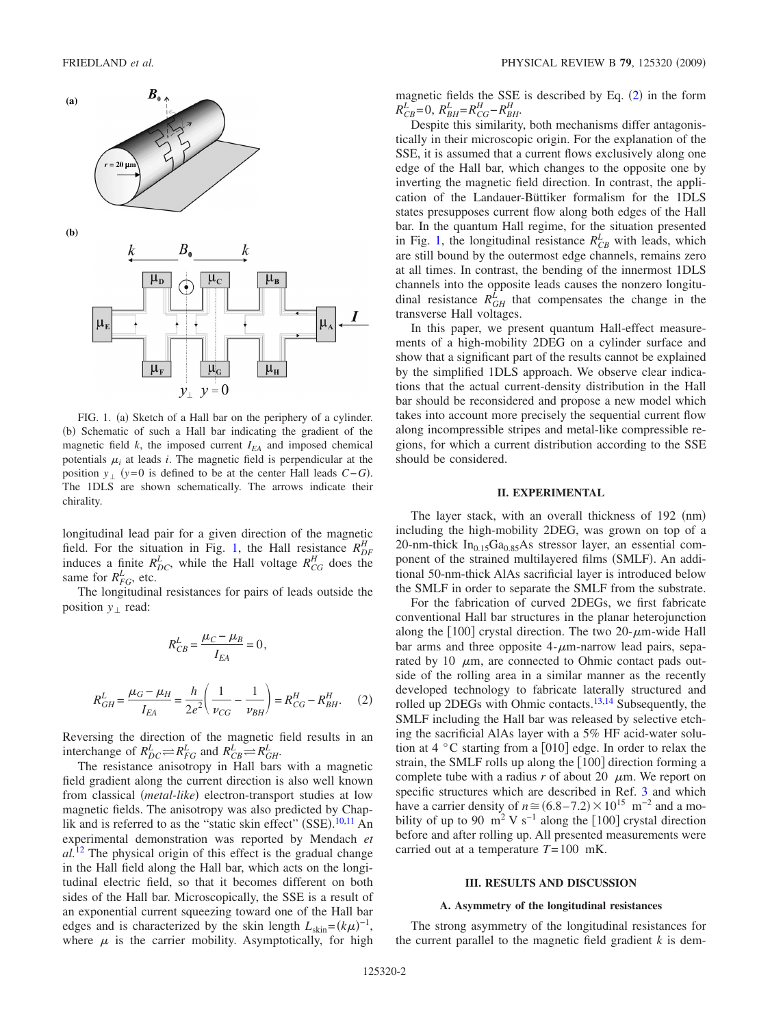FIG. 1. (a) Sketch of a Hall bar on the periphery of a cylinder. (b) Schematic of such a Hall bar indicating the gradient of the magnetic field $k$, the imposed current $I_{EA}$ and imposed chemical potentials $\mu_i$ at leads $i$. The magnetic field is perpendicular at the position $y_\perp$ ($y=0$ is defined to be at the center Hall leads $C-G$). The 1DLS are shown schematically. The arrows indicate their chirality.

longitudinal lead pair for a given direction of the magnetic field. For the situation in Fig. 1, the Hall resistance $R^H_{DF}$ induces a finite $R^L_{DC}$, while the Hall voltage $R^H_{CG}$ does the same for $R^L_{FG}$, etc.

The longitudinal resistances for pairs of leads outside the position $y_\perp$ read:

$$R^L_{CB} = \frac{\mu_C - \mu_B}{I_{EA}} = 0,$$

$$R^L_{GH} = \frac{\mu_G - \mu_H}{I_{EA}} = \frac{h}{2e^2}\left(\frac{1}{\nu_{CG}} - \frac{1}{\nu_{BH}}\right) = R^H_{CG} - R^H_{BH}. \quad (2)$$

Reversing the direction of the magnetic field results in an interchange of $R^L_{DC} \rightleftharpoons R^L_{FG}$ and $R^L_{CB} \rightleftharpoons R^L_{GH}$.

The resistance anisotropy in Hall bars with a magnetic field gradient along the current direction is also well known from classical (*metal-like*) electron-transport studies at low magnetic fields. The anisotropy was also predicted by Chaplik and is referred to as the "static skin effect" (SSE).[10,11] An experimental demonstration was reported by Mendach *et al.*[12] The physical origin of this effect is the gradual change in the Hall field along the Hall bar, which acts on the longitudinal electric field, so that it becomes different on both sides of the Hall bar. Microscopically, the SSE is a result of an exponential current squeezing toward one of the Hall bar edges and is characterized by the skin length $L_{\text{skin}} = (k\mu)^{-1}$, where $\mu$ is the carrier mobility. Asymptotically, for high magnetic fields the SSE is described by Eq. (2) in the form $R^L_{CB}=0$, $R^L_{BH}=R^H_{CG}-R^H_{BH}$.

Despite this similarity, both mechanisms differ antagonistically in their microscopic origin. For the explanation of the SSE, it is assumed that a current flows exclusively along one edge of the Hall bar, which changes to the opposite one by inverting the magnetic field direction. In contrast, the application of the Landauer-Büttiker formalism for the 1DLS states presupposes current flow along both edges of the Hall bar. In the quantum Hall regime, for the situation presented in Fig. 1, the longitudinal resistance $R^L_{CB}$ with leads, which are still bound by the outermost edge channels, remains zero at all times. In contrast, the bending of the innermost 1DLS channels into the opposite leads causes the nonzero longitudinal resistance $R^L_{GH}$ that compensates the change in the transverse Hall voltages.

In this paper, we present quantum Hall-effect measurements of a high-mobility 2DEG on a cylinder surface and show that a significant part of the results cannot be explained by the simplified 1DLS approach. We observe clear indications that the actual current-density distribution in the Hall bar should be reconsidered and propose a new model which takes into account more precisely the sequential current flow along incompressible stripes and metal-like compressible regions, for which a current distribution according to the SSE should be considered.

## II. EXPERIMENTAL

The layer stack, with an overall thickness of 192 (nm) including the high-mobility 2DEG, was grown on top of a 20-nm-thick $In_{0.15}Ga_{0.85}As$ stressor layer, an essential component of the strained multilayered films (SMLF). An additional 50-nm-thick AlAs sacrificial layer is introduced below the SMLF in order to separate the SMLF from the substrate.

For the fabrication of curved 2DEGs, we first fabricate conventional Hall bar structures in the planar heterojunction along the [100] crystal direction. The two 20-$\mu$m-wide Hall bar arms and three opposite 4-$\mu$m-narrow lead pairs, separated by 10 $\mu$m, are connected to Ohmic contact pads outside of the rolling area in a similar manner as the recently developed technology to fabricate laterally structured and rolled up 2DEGs with Ohmic contacts.[13,14] Subsequently, the SMLF including the Hall bar was released by selective etching the sacrificial AlAs layer with a 5% HF acid-water solution at 4 °C starting from a [010] edge. In order to relax the strain, the SMLF rolls up along the [100] direction forming a complete tube with a radius $r$ of about 20 $\mu$m. We report on specific structures which are described in Ref. 3 and which have a carrier density of $n \cong (6.8\text{–}7.2) \times 10^{15}$ $\text{m}^{-2}$ and a mobility of up to 90 $\text{m}^2\ \text{V}^{-1}\ \text{s}^{-1}$ along the [100] crystal direction before and after rolling up. All presented measurements were carried out at a temperature $T=100$ mK.

## III. RESULTS AND DISCUSSION

### A. Asymmetry of the longitudinal resistances

The strong asymmetry of the longitudinal resistances for the current parallel to the magnetic field gradient $k$ is dem-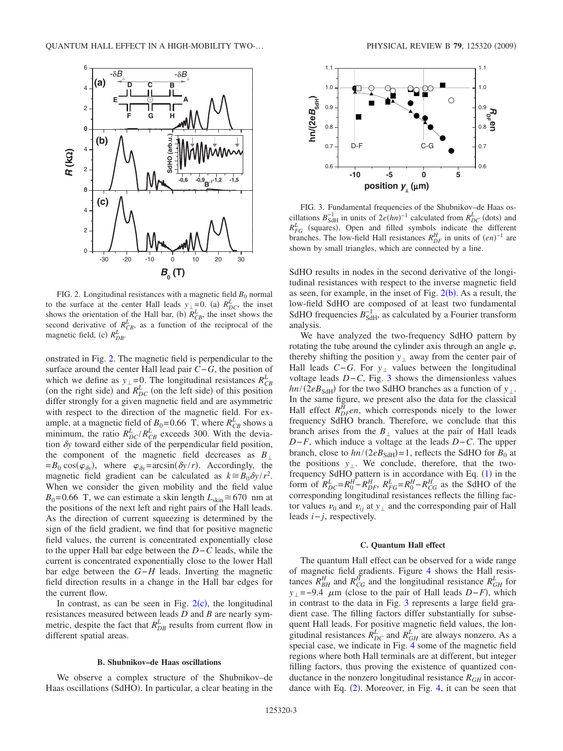FIG. 2. Longitudinal resistances with a magnetic field $B_0$ normal to the surface at the center Hall leads $y_\perp=0$. (a) $R^L_{DC}$, the inset shows the orientation of the Hall bar, (b) $R^L_{CB}$, the inset shows the second derivative of $R^L_{CB}$, as a function of the reciprocal of the magnetic field, (c) $R^L_{DB}$.

onstrated in Fig. 2. The magnetic field is perpendicular to the surface around the center Hall lead pair $C-G$, the position of which we define as $y_\perp=0$. The longitudinal resistances $R^L_{CB}$ (on the right side) and $R^L_{DC}$ (on the left side) of this position differ strongly for a given magnetic field and are asymmetric with respect to the direction of the magnetic field. For example, at a magnetic field of $B_0=0.66$ T, where $R^L_{CB}$ shows a minimum, the ratio $R^L_{DC}/R^L_{CB}$ exceeds 300. With the deviation $\delta y$ toward either side of the perpendicular field position, the component of the magnetic field decreases as $B_\perp = B_0 \cos(\varphi_{\delta y})$, where $\varphi_{\delta y}=\arcsin(\delta y/r)$. Accordingly, the magnetic field gradient can be calculated as $k \cong B_0 \delta y/r^2$. When we consider the given mobility and the field value $B_0=0.66$ T, we can estimate a skin length $L_{\text{skin}} \cong 670$ nm at the positions of the next left and right pairs of the Hall leads. As the direction of current squeezing is determined by the sign of the field gradient, we find that for positive magnetic field values, the current is concentrated exponentially close to the upper Hall bar edge between the $D-C$ leads, while the current is concentrated exponentially close to the lower Hall bar edge between the $G-H$ leads. Inverting the magnetic field direction results in a change in the Hall bar edges for the current flow.

In contrast, as can be seen in Fig. 2(c), the longitudinal resistances measured between leads $D$ and $B$ are nearly symmetric, despite the fact that $R^L_{DB}$ results from current flow in different spatial areas.

### B. Shubnikov–de Haas oscillations

We observe a complex structure of the Shubnikov–de Haas oscillations (SdHO). In particular, a clear beating in the

FIG. 3. Fundamental frequencies of the Shubnikov–de Haas oscillations $B^{-1}_{\text{SdH}}$ in units of $2e(hn)^{-1}$ calculated from $R^L_{DC}$ (dots) and $R^L_{FG}$ (squares). Open and filled symbols indicate the different branches. The low-field Hall resistances $R^H_{DF}$ in units of $(en)^{-1}$ are shown by small triangles, which are connected by a line.

SdHO results in nodes in the second derivative of the longitudinal resistances with respect to the inverse magnetic field as seen, for example, in the inset of Fig. 2(b). As a result, the low-field SdHO are composed of at least two fundamental SdHO frequencies $B^{-1}_{\text{SdH}}$, as calculated by a Fourier transform analysis.

We have analyzed the two-frequency SdHO pattern by rotating the tube around the cylinder axis through an angle $\varphi$, thereby shifting the position $y_\perp$ away from the center pair of Hall leads $C-G$. For $y_\perp$ values between the longitudinal voltage leads $D-C$, Fig. 3 shows the dimensionless values $hn/(2eB_{\text{SdH}})$ for the two SdHO branches as a function of $y_\perp$. In the same figure, we present also the data for the classical Hall effect $R^H_{DF}en$, which corresponds nicely to the lower frequency SdHO branch. Therefore, we conclude that this branch arises from the $B_\perp$ values at the pair of Hall leads $D-F$, which induce a voltage at the leads $D-C$. The upper branch, close to $hn/(2eB_{\text{SdH}})=1$, reflects the SdHO for $B_0$ at the positions $y_\perp$. We conclude, therefore, that the two-frequency SdHO pattern is in accordance with Eq. (1) in the form of $R^L_{DC}=R^H_0-R^H_{DF}$, $R^L_{FG}=R^H_0-R^H_{CG}$ as the SdHO of the corresponding longitudinal resistances reflects the filling factor values $\nu_0$ and $\nu_{ij}$ at $y_\perp$ and the corresponding pair of Hall leads $i-j$, respectively.

### C. Quantum Hall effect

The quantum Hall effect can be observed for a wide range of magnetic field gradients. Figure 4 shows the Hall resistances $R^H_{BH}$ and $R^H_{CG}$ and the longitudinal resistance $R^L_{GH}$ for $y_\perp=-9.4$ $\mu$m (close to the pair of Hall leads $D-F$), which in contrast to the data in Fig. 3 represents a large field gradient case. The filling factors differ substantially for subsequent Hall leads. For positive magnetic field values, the longitudinal resistances $R^L_{DC}$ and $R^L_{GH}$ are always nonzero. As a special case, we indicate in Fig. 4 some of the magnetic field regions where both Hall terminals are at different, but integer filling factors, thus proving the existence of quantized conductance in the nonzero longitudinal resistance $R_{GH}$ in accordance with Eq. (2). Moreover, in Fig. 4, it can be seen that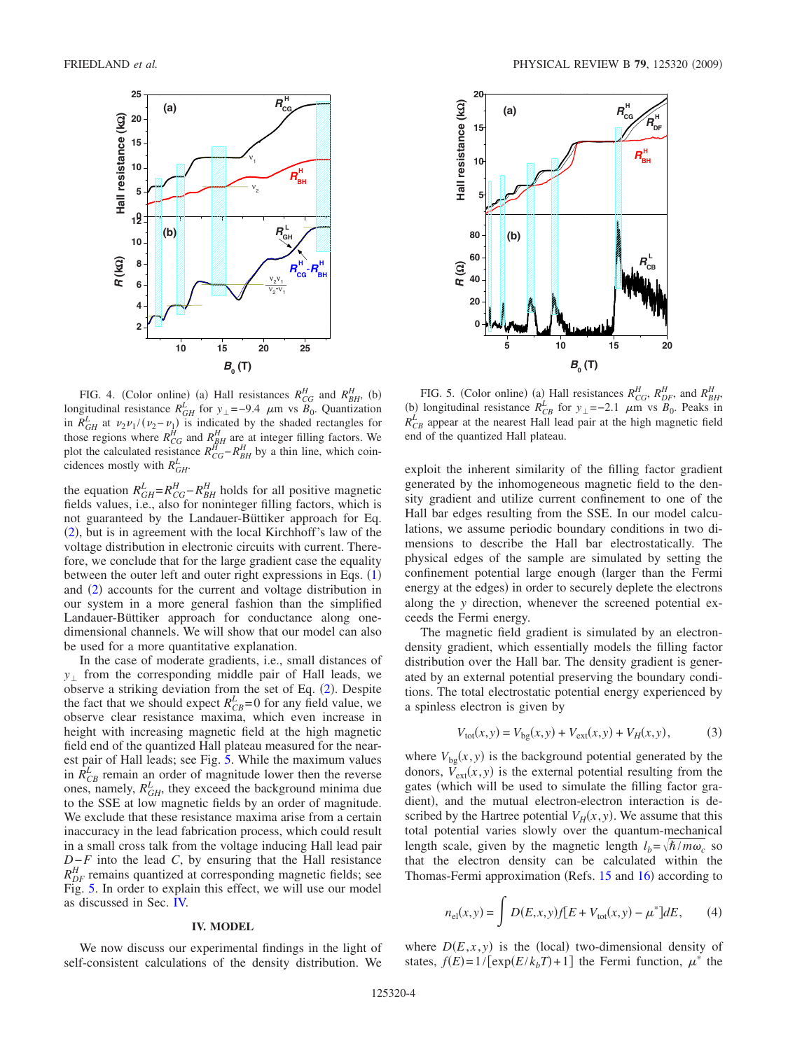FIG. 4. (Color online) (a) Hall resistances $R^{H}_{CG}$ and $R^{H}_{BH}$, (b) longitudinal resistance $R^{L}_{GH}$ for $y_{\perp}=-9.4$ $\mu$m vs $B_0$. Quantization in $R^{L}_{GH}$ at $\nu_2\nu_1/(\nu_2-\nu_1)$ is indicated by the shaded rectangles for those regions where $R^{H}_{CG}$ and $R^{H}_{BH}$ are at integer filling factors. We plot the calculated resistance $R^{H}_{CG}-R^{H}_{BH}$ by a thin line, which coincidences mostly with $R^{L}_{GH}$.

FIG. 5. (Color online) (a) Hall resistances $R^{H}_{CG}$, $R^{H}_{DF}$, and $R^{H}_{BH}$, (b) longitudinal resistance $R^{L}_{CB}$ for $y_{\perp}=-2.1$ $\mu$m vs $B_0$. Peaks in $R^{L}_{CB}$ appear at the nearest Hall lead pair at the high magnetic field end of the quantized Hall plateau.

the equation $R^{L}_{GH}=R^{H}_{CG}-R^{H}_{BH}$ holds for all positive magnetic fields values, i.e., also for noninteger filling factors, which is not guaranteed by the Landauer-Büttiker approach for Eq. (2), but is in agreement with the local Kirchhoff's law of the voltage distribution in electronic circuits with current. Therefore, we conclude that for the large gradient case the equality between the outer left and outer right expressions in Eqs. (1) and (2) accounts for the current and voltage distribution in our system in a more general fashion than the simplified Landauer-Büttiker approach for conductance along one-dimensional channels. We will show that our model can also be used for a more quantitative explanation.

In the case of moderate gradients, i.e., small distances of $y_{\perp}$ from the corresponding middle pair of Hall leads, we observe a striking deviation from the set of Eq. (2). Despite the fact that we should expect $R^{L}_{CB}=0$ for any field value, we observe clear resistance maxima, which even increase in height with increasing magnetic field at the high magnetic field end of the quantized Hall plateau measured for the nearest pair of Hall leads; see Fig. 5. While the maximum values in $R^{L}_{CB}$ remain an order of magnitude lower then the reverse ones, namely, $R^{L}_{GH}$, they exceed the background minima due to the SSE at low magnetic fields by an order of magnitude. We exclude that these resistance maxima arise from a certain inaccuracy in the lead fabrication process, which could result in a small cross talk from the voltage inducing Hall lead pair $D-F$ into the lead $C$, by ensuring that the Hall resistance $R^{H}_{DF}$ remains quantized at corresponding magnetic fields; see Fig. 5. In order to explain this effect, we will use our model as discussed in Sec. IV.

## IV. MODEL

We now discuss our experimental findings in the light of self-consistent calculations of the density distribution. We exploit the inherent similarity of the filling factor gradient generated by the inhomogeneous magnetic field to the density gradient and utilize current confinement to one of the Hall bar edges resulting from the SSE. In our model calculations, we assume periodic boundary conditions in two dimensions to describe the Hall bar electrostatically. The physical edges of the sample are simulated by setting the confinement potential large enough (larger than the Fermi energy at the edges) in order to securely deplete the electrons along the $y$ direction, whenever the screened potential exceeds the Fermi energy.

The magnetic field gradient is simulated by an electron-density gradient, which essentially models the filling factor distribution over the Hall bar. The density gradient is generated by an external potential preserving the boundary conditions. The total electrostatic potential energy experienced by a spinless electron is given by

$$V_{\mathrm{tot}}(x,y)=V_{\mathrm{bg}}(x,y)+V_{\mathrm{ext}}(x,y)+V_H(x,y), \tag{3}$$

where $V_{\mathrm{bg}}(x,y)$ is the background potential generated by the donors, $V_{\mathrm{ext}}(x,y)$ is the external potential resulting from the gates (which will be used to simulate the filling factor gradient), and the mutual electron-electron interaction is described by the Hartree potential $V_H(x,y)$. We assume that this total potential varies slowly over the quantum-mechanical length scale, given by the magnetic length $l_b=\sqrt{\hbar/m\omega_c}$ so that the electron density can be calculated within the Thomas-Fermi approximation (Refs. 15 and 16) according to

$$n_{\mathrm{el}}(x,y)=\int D(E,x,y)f[E+V_{\mathrm{tot}}(x,y)-\mu^{*}]dE, \tag{4}$$

where $D(E,x,y)$ is the (local) two-dimensional density of states, $f(E)=1/[\exp(E/k_bT)+1]$ the Fermi function, $\mu^{*}$ the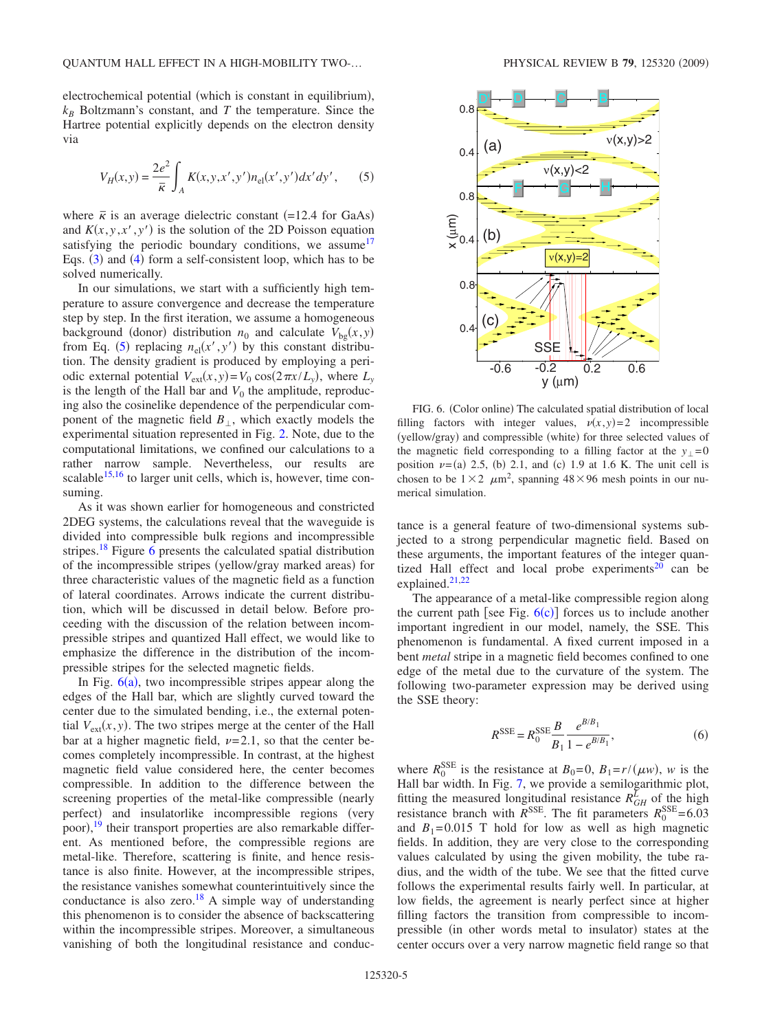electrochemical potential (which is constant in equilibrium), $k_B$ Boltzmann's constant, and $T$ the temperature. Since the Hartree potential explicitly depends on the electron density via

$$V_H(x,y) = \frac{2e^2}{\bar{\kappa}} \int_A K(x,y,x',y') n_{\rm el}(x',y') dx' dy', \quad (5)$$

where $\bar{\kappa}$ is an average dielectric constant (=12.4 for GaAs) and $K(x,y,x',y')$ is the solution of the 2D Poisson equation satisfying the periodic boundary conditions, we assume[17] Eqs. (3) and (4) form a self-consistent loop, which has to be solved numerically.

In our simulations, we start with a sufficiently high temperature to assure convergence and decrease the temperature step by step. In the first iteration, we assume a homogeneous background (donor) distribution $n_0$ and calculate $V_{\rm bg}(x,y)$ from Eq. (5) replacing $n_{\rm el}(x',y')$ by this constant distribution. The density gradient is produced by employing a periodic external potential $V_{\rm ext}(x,y) = V_0 \cos(2\pi x / L_y)$, where $L_y$ is the length of the Hall bar and $V_0$ the amplitude, reproducing also the cosinelike dependence of the perpendicular component of the magnetic field $B_\perp$, which exactly models the experimental situation represented in Fig. 2. Note, due to the computational limitations, we confined our calculations to a rather narrow sample. Nevertheless, our results are scalable[15,16] to larger unit cells, which is, however, time consuming.

As it was shown earlier for homogeneous and constricted 2DEG systems, the calculations reveal that the waveguide is divided into compressible bulk regions and incompressible stripes.[18] Figure 6 presents the calculated spatial distribution of the incompressible stripes (yellow/gray marked areas) for three characteristic values of the magnetic field as a function of lateral coordinates. Arrows indicate the current distribution, which will be discussed in detail below. Before proceeding with the discussion of the relation between incompressible stripes and quantized Hall effect, we would like to emphasize the difference in the distribution of the incompressible stripes for the selected magnetic fields.

In Fig. 6(a), two incompressible stripes appear along the edges of the Hall bar, which are slightly curved toward the center due to the simulated bending, i.e., the external potential $V_{\rm ext}(x,y)$. The two stripes merge at the center of the Hall bar at a higher magnetic field, $\nu = 2.1$, so that the center becomes completely incompressible. In contrast, at the highest magnetic field value considered here, the center becomes compressible. In addition to the difference between the screening properties of the metal-like compressible (nearly perfect) and insulatorlike incompressible regions (very poor),[19] their transport properties are also remarkable different. As mentioned before, the compressible regions are metal-like. Therefore, scattering is finite, and hence resistance is also finite. However, at the incompressible stripes, the resistance vanishes somewhat counterintuitively since the conductance is also zero.[18] A simple way of understanding this phenomenon is to consider the absence of backscattering within the incompressible stripes. Moreover, a simultaneous vanishing of both the longitudinal resistance and conductance is a general feature of two-dimensional systems subjected to a strong perpendicular magnetic field. Based on these arguments, the important features of the integer quantized Hall effect and local probe experiments[20] can be explained.[21,22]

FIG. 6. (Color online) The calculated spatial distribution of local filling factors with integer values, $\nu(x,y) = 2$ incompressible (yellow/gray) and compressible (white) for three selected values of the magnetic field corresponding to a filling factor at the $y_\perp = 0$ position $\nu =$ (a) 2.5, (b) 2.1, and (c) 1.9 at 1.6 K. The unit cell is chosen to be $1 \times 2\ \mu\text{m}^2$, spanning $48 \times 96$ mesh points in our numerical simulation.

The appearance of a metal-like compressible region along the current path [see Fig. 6(c)] forces us to include another important ingredient in our model, namely, the SSE. This phenomenon is fundamental. A fixed current imposed in a bent *metal* stripe in a magnetic field becomes confined to one edge of the metal due to the curvature of the system. The following two-parameter expression may be derived using the SSE theory:

$$R^{\rm SSE} = R_0^{\rm SSE} \frac{B}{B_1} \frac{e^{B/B_1}}{1 - e^{B/B_1}}, \quad (6)$$

where $R_0^{\rm SSE}$ is the resistance at $B_0 = 0$, $B_1 = r/(\mu w)$, $w$ is the Hall bar width. In Fig. 7, we provide a semilogarithmic plot, fitting the measured longitudinal resistance $R_{GH}^L$ of the high resistance branch with $R^{\rm SSE}$. The fit parameters $R_0^{\rm SSE} = 6.03$ and $B_1 = 0.015$ T hold for low as well as high magnetic fields. In addition, they are very close to the corresponding values calculated by using the given mobility, the tube radius, and the width of the tube. We see that the fitted curve follows the experimental results fairly well. In particular, at low fields, the agreement is nearly perfect since at higher filling factors the transition from compressible to incompressible (in other words metal to insulator) states at the center occurs over a very narrow magnetic field range so that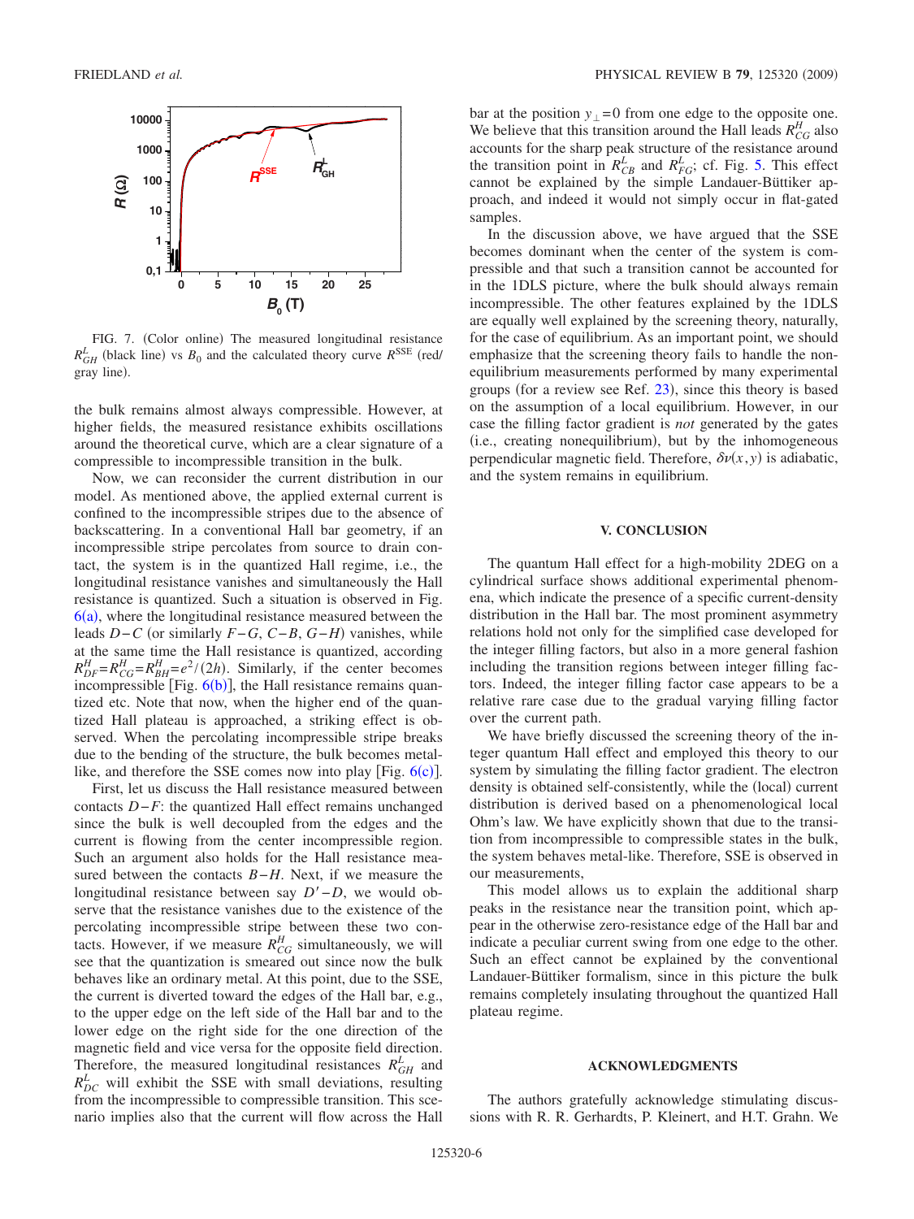FIG. 7. (Color online) The measured longitudinal resistance $R_{GH}^{L}$ (black line) vs $B_0$ and the calculated theory curve $R^{\mathrm{SSE}}$ (red/gray line).

the bulk remains almost always compressible. However, at higher fields, the measured resistance exhibits oscillations around the theoretical curve, which are a clear signature of a compressible to incompressible transition in the bulk.

Now, we can reconsider the current distribution in our model. As mentioned above, the applied external current is confined to the incompressible stripes due to the absence of backscattering. In a conventional Hall bar geometry, if an incompressible stripe percolates from source to drain contact, the system is in the quantized Hall regime, i.e., the longitudinal resistance vanishes and simultaneously the Hall resistance is quantized. Such a situation is observed in Fig. 6(a), where the longitudinal resistance measured between the leads $D-C$ (or similarly $F-G$, $C-B$, $G-H$) vanishes, while at the same time the Hall resistance is quantized, according $R_{DF}^{H}=R_{CG}^{H}=R_{BH}^{H}=e^2/(2h)$. Similarly, if the center becomes incompressible [Fig. 6(b)], the Hall resistance remains quantized etc. Note that now, when the higher end of the quantized Hall plateau is approached, a striking effect is observed. When the percolating incompressible stripe breaks due to the bending of the structure, the bulk becomes metal-like, and therefore the SSE comes now into play [Fig. 6(c)].

First, let us discuss the Hall resistance measured between contacts $D-F$: the quantized Hall effect remains unchanged since the bulk is well decoupled from the edges and the current is flowing from the center incompressible region. Such an argument also holds for the Hall resistance measured between the contacts $B-H$. Next, if we measure the longitudinal resistance between say $D'-D$, we would observe that the resistance vanishes due to the existence of the percolating incompressible stripe between these two contacts. However, if we measure $R_{CG}^{H}$ simultaneously, we will see that the quantization is smeared out since now the bulk behaves like an ordinary metal. At this point, due to the SSE, the current is diverted toward the edges of the Hall bar, e.g., to the upper edge on the left side of the Hall bar and to the lower edge on the right side for the one direction of the magnetic field and vice versa for the opposite field direction. Therefore, the measured longitudinal resistances $R_{GH}^{L}$ and $R_{DC}^{L}$ will exhibit the SSE with small deviations, resulting from the incompressible to compressible transition. This scenario implies also that the current will flow across the Hall bar at the position $y_{\perp}=0$ from one edge to the opposite one. We believe that this transition around the Hall leads $R_{CG}^{H}$ also accounts for the sharp peak structure of the resistance around the transition point in $R_{CB}^{L}$ and $R_{FG}^{L}$; cf. Fig. 5. This effect cannot be explained by the simple Landauer-Büttiker approach, and indeed it would not simply occur in flat-gated samples.

In the discussion above, we have argued that the SSE becomes dominant when the center of the system is compressible and that such a transition cannot be accounted for in the 1DLS picture, where the bulk should always remain incompressible. The other features explained by the 1DLS are equally well explained by the screening theory, naturally, for the case of equilibrium. As an important point, we should emphasize that the screening theory fails to handle the nonequilibrium measurements performed by many experimental groups (for a review see Ref. 23), since this theory is based on the assumption of a local equilibrium. However, in our case the filling factor gradient is *not* generated by the gates (i.e., creating nonequilibrium), but by the inhomogeneous perpendicular magnetic field. Therefore, $\delta\nu(x,y)$ is adiabatic, and the system remains in equilibrium.

## V. CONCLUSION

The quantum Hall effect for a high-mobility 2DEG on a cylindrical surface shows additional experimental phenomena, which indicate the presence of a specific current-density distribution in the Hall bar. The most prominent asymmetry relations hold not only for the simplified case developed for the integer filling factors, but also in a more general fashion including the transition regions between integer filling factors. Indeed, the integer filling factor case appears to be a relative rare case due to the gradual varying filling factor over the current path.

We have briefly discussed the screening theory of the integer quantum Hall effect and employed this theory to our system by simulating the filling factor gradient. The electron density is obtained self-consistently, while the (local) current distribution is derived based on a phenomenological local Ohm's law. We have explicitly shown that due to the transition from incompressible to compressible states in the bulk, the system behaves metal-like. Therefore, SSE is observed in our measurements,

This model allows us to explain the additional sharp peaks in the resistance near the transition point, which appear in the otherwise zero-resistance edge of the Hall bar and indicate a peculiar current swing from one edge to the other. Such an effect cannot be explained by the conventional Landauer-Büttiker formalism, since in this picture the bulk remains completely insulating throughout the quantized Hall plateau regime.

## ACKNOWLEDGMENTS

The authors gratefully acknowledge stimulating discussions with R. R. Gerhardts, P. Kleinert, and H.T. Grahn. We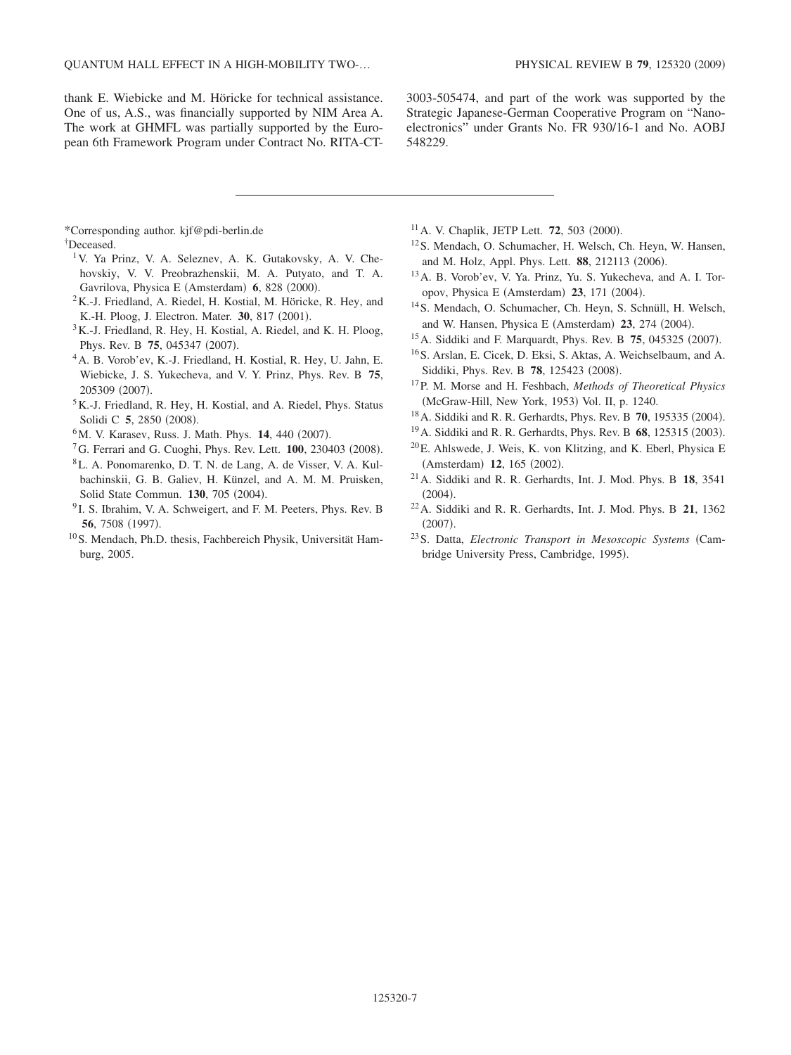thank E. Wiebicke and M. Höricke for technical assistance. One of us, A.S., was financially supported by NIM Area A. The work at GHMFL was partially supported by the European 6th Framework Program under Contract No. RITA-CT-3003-505474, and part of the work was supported by the Strategic Japanese-German Cooperative Program on "Nanoelectronics" under Grants No. FR 930/16-1 and No. AOBJ 548229.

---

*Corresponding author. kjf@pdi-berlin.de

†Deceased.

[1] V. Ya Prinz, V. A. Seleznev, A. K. Gutakovsky, A. V. Chehovskiy, V. V. Preobrazhenskii, M. A. Putyato, and T. A. Gavrilova, Physica E (Amsterdam) **6**, 828 (2000).

[2] K.-J. Friedland, A. Riedel, H. Kostial, M. Höricke, R. Hey, and K.-H. Ploog, J. Electron. Mater. **30**, 817 (2001).

[3] K.-J. Friedland, R. Hey, H. Kostial, A. Riedel, and K. H. Ploog, Phys. Rev. B **75**, 045347 (2007).

[4] A. B. Vorob'ev, K.-J. Friedland, H. Kostial, R. Hey, U. Jahn, E. Wiebicke, J. S. Yukecheva, and V. Y. Prinz, Phys. Rev. B **75**, 205309 (2007).

[5] K.-J. Friedland, R. Hey, H. Kostial, and A. Riedel, Phys. Status Solidi C **5**, 2850 (2008).

[6] M. V. Karasev, Russ. J. Math. Phys. **14**, 440 (2007).

[7] G. Ferrari and G. Cuoghi, Phys. Rev. Lett. **100**, 230403 (2008).

[8] L. A. Ponomarenko, D. T. N. de Lang, A. de Visser, V. A. Kulbachinskii, G. B. Galiev, H. Künzel, and A. M. M. Pruisken, Solid State Commun. **130**, 705 (2004).

[9] I. S. Ibrahim, V. A. Schweigert, and F. M. Peeters, Phys. Rev. B **56**, 7508 (1997).

[10] S. Mendach, Ph.D. thesis, Fachbereich Physik, Universität Hamburg, 2005.

[11] A. V. Chaplik, JETP Lett. **72**, 503 (2000).

[12] S. Mendach, O. Schumacher, H. Welsch, Ch. Heyn, W. Hansen, and M. Holz, Appl. Phys. Lett. **88**, 212113 (2006).

[13] A. B. Vorob'ev, V. Ya. Prinz, Yu. S. Yukecheva, and A. I. Toropov, Physica E (Amsterdam) **23**, 171 (2004).

[14] S. Mendach, O. Schumacher, Ch. Heyn, S. Schnüll, H. Welsch, and W. Hansen, Physica E (Amsterdam) **23**, 274 (2004).

[15] A. Siddiki and F. Marquardt, Phys. Rev. B **75**, 045325 (2007).

[16] S. Arslan, E. Cicek, D. Eksi, S. Aktas, A. Weichselbaum, and A. Siddiki, Phys. Rev. B **78**, 125423 (2008).

[17] P. M. Morse and H. Feshbach, *Methods of Theoretical Physics* (McGraw-Hill, New York, 1953) Vol. II, p. 1240.

[18] A. Siddiki and R. R. Gerhardts, Phys. Rev. B **70**, 195335 (2004).

[19] A. Siddiki and R. R. Gerhardts, Phys. Rev. B **68**, 125315 (2003).

[20] E. Ahlswede, J. Weis, K. von Klitzing, and K. Eberl, Physica E (Amsterdam) **12**, 165 (2002).

[21] A. Siddiki and R. R. Gerhardts, Int. J. Mod. Phys. B **18**, 3541 (2004).

[22] A. Siddiki and R. R. Gerhardts, Int. J. Mod. Phys. B **21**, 1362 (2007).

[23] S. Datta, *Electronic Transport in Mesoscopic Systems* (Cambridge University Press, Cambridge, 1995).